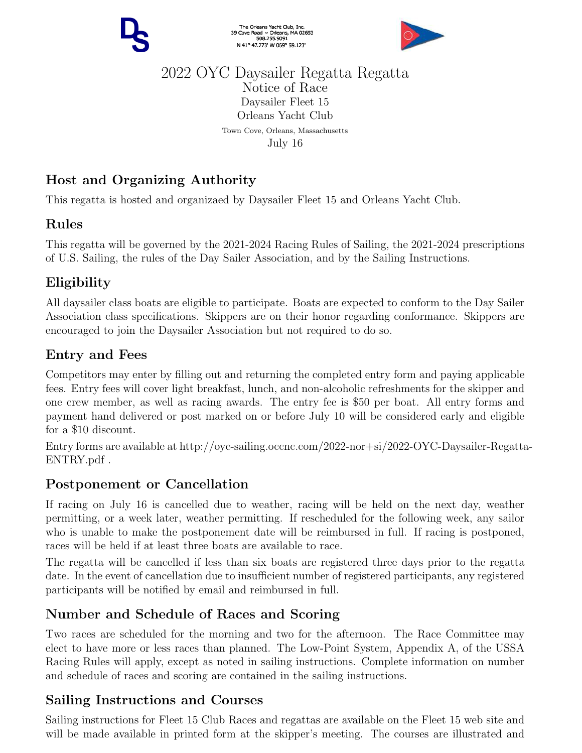The Orleans Yacht Club, Inc.
39 Cove Road ~ Orleans, MA 02653
508.255.9091
N 41° 47.273' W 069° 59.123'

# 2022 OYC Daysailer Regatta Regatta

Notice of Race

Daysailer Fleet 15

Orleans Yacht Club

Town Cove, Orleans, Massachusetts

July 16

## Host and Organizing Authority

This regatta is hosted and organizaed by Daysailer Fleet 15 and Orleans Yacht Club.

## Rules

This regatta will be governed by the 2021-2024 Racing Rules of Sailing, the 2021-2024 prescriptions of U.S. Sailing, the rules of the Day Sailer Association, and by the Sailing Instructions.

## Eligibility

All daysailer class boats are eligible to participate. Boats are expected to conform to the Day Sailer Association class specifications. Skippers are on their honor regarding conformance. Skippers are encouraged to join the Daysailer Association but not required to do so.

## Entry and Fees

Competitors may enter by filling out and returning the completed entry form and paying applicable fees. Entry fees will cover light breakfast, lunch, and non-alcoholic refreshments for the skipper and one crew member, as well as racing awards. The entry fee is $50 per boat. All entry forms and payment hand delivered or post marked on or before July 10 will be considered early and eligible for a $10 discount.

Entry forms are available at http://oyc-sailing.occnc.com/2022-nor+si/2022-OYC-Daysailer-Regatta-ENTRY.pdf .

## Postponement or Cancellation

If racing on July 16 is cancelled due to weather, racing will be held on the next day, weather permitting, or a week later, weather permitting. If rescheduled for the following week, any sailor who is unable to make the postponement date will be reimbursed in full. If racing is postponed, races will be held if at least three boats are available to race.

The regatta will be cancelled if less than six boats are registered three days prior to the regatta date. In the event of cancellation due to insufficient number of registered participants, any registered participants will be notified by email and reimbursed in full.

## Number and Schedule of Races and Scoring

Two races are scheduled for the morning and two for the afternoon. The Race Committee may elect to have more or less races than planned. The Low-Point System, Appendix A, of the USSA Racing Rules will apply, except as noted in sailing instructions. Complete information on number and schedule of races and scoring are contained in the sailing instructions.

## Sailing Instructions and Courses

Sailing instructions for Fleet 15 Club Races and regattas are available on the Fleet 15 web site and will be made available in printed form at the skipper's meeting. The courses are illustrated and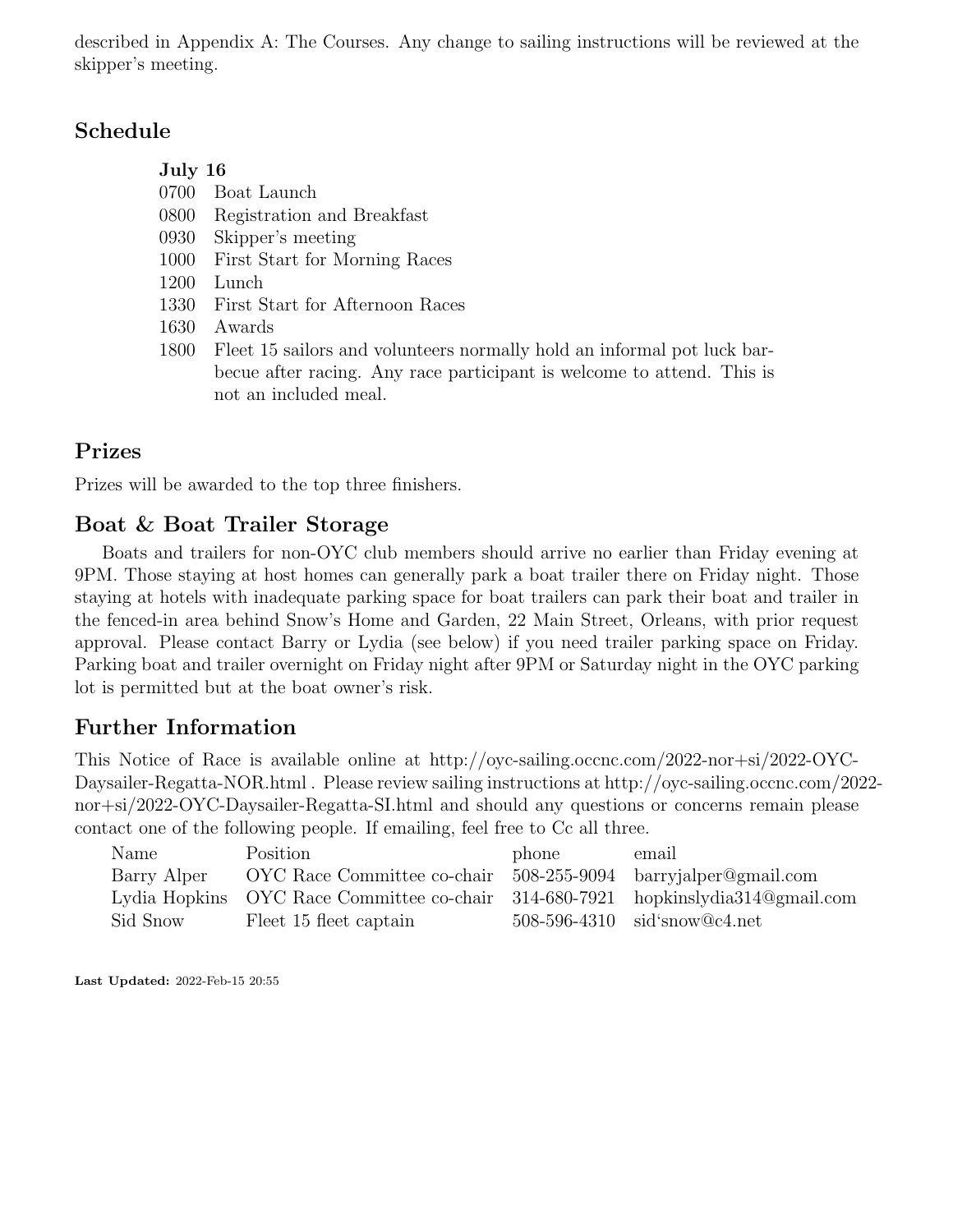described in Appendix A: The Courses. Any change to sailing instructions will be reviewed at the skipper's meeting.

## Schedule

**July 16**

| | |
|---|---|
| 0700 | Boat Launch |
| 0800 | Registration and Breakfast |
| 0930 | Skipper's meeting |
| 1000 | First Start for Morning Races |
| 1200 | Lunch |
| 1330 | First Start for Afternoon Races |
| 1630 | Awards |
| 1800 | Fleet 15 sailors and volunteers normally hold an informal pot luck barbecue after racing. Any race participant is welcome to attend. This is not an included meal. |

## Prizes

Prizes will be awarded to the top three finishers.

## Boat & Boat Trailer Storage

Boats and trailers for non-OYC club members should arrive no earlier than Friday evening at 9PM. Those staying at host homes can generally park a boat trailer there on Friday night. Those staying at hotels with inadequate parking space for boat trailers can park their boat and trailer in the fenced-in area behind Snow's Home and Garden, 22 Main Street, Orleans, with prior request approval. Please contact Barry or Lydia (see below) if you need trailer parking space on Friday. Parking boat and trailer overnight on Friday night after 9PM or Saturday night in the OYC parking lot is permitted but at the boat owner's risk.

## Further Information

This Notice of Race is available online at http://oyc-sailing.occnc.com/2022-nor+si/2022-OYC-Daysailer-Regatta-NOR.html . Please review sailing instructions at http://oyc-sailing.occnc.com/2022-nor+si/2022-OYC-Daysailer-Regatta-SI.html and should any questions or concerns remain please contact one of the following people. If emailing, feel free to Cc all three.

| Name | Position | phone | email |
|---|---|---|---|
| Barry Alper | OYC Race Committee co-chair | 508-255-9094 | barryjalper@gmail.com |
| Lydia Hopkins | OYC Race Committee co-chair | 314-680-7921 | hopkinslydia314@gmail.com |
| Sid Snow | Fleet 15 fleet captain | 508-596-4310 | sid‘snow@c4.net |

**Last Updated:** 2022-Feb-15 20:55